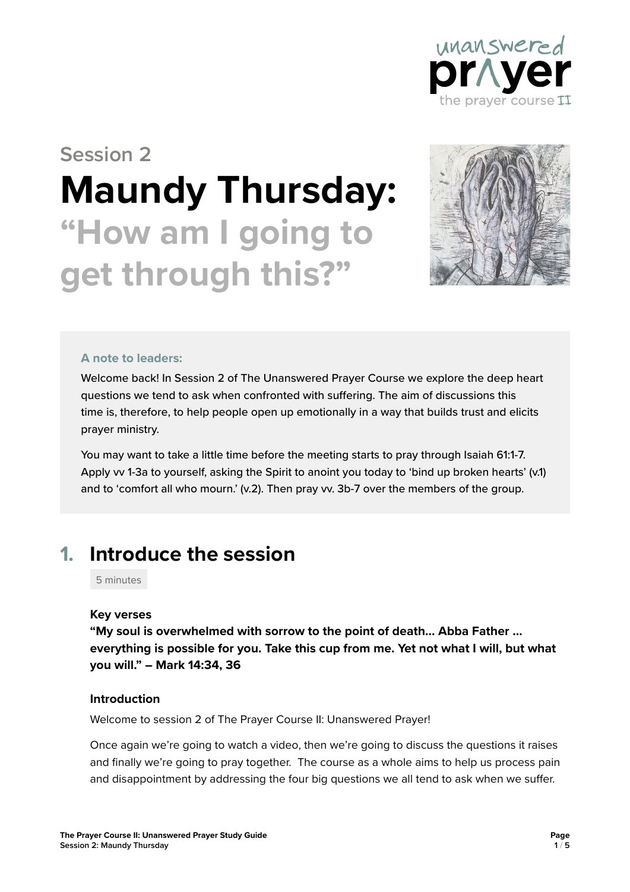unanswered prayer
the prayer course II

Session 2

# Maundy Thursday:

## "How am I going to get through this?"

> **A note to leaders:**
>
> Welcome back! In Session 2 of The Unanswered Prayer Course we explore the deep heart questions we tend to ask when confronted with suffering. The aim of discussions this time is, therefore, to help people open up emotionally in a way that builds trust and elicits prayer ministry.
>
> You may want to take a little time before the meeting starts to pray through Isaiah 61:1-7. Apply vv 1-3a to yourself, asking the Spirit to anoint you today to 'bind up broken hearts' (v.1) and to 'comfort all who mourn.' (v.2). Then pray vv. 3b-7 over the members of the group.

## 1. Introduce the session

5 minutes

### Key verses

**"My soul is overwhelmed with sorrow to the point of death... Abba Father ... everything is possible for you. Take this cup from me. Yet not what I will, but what you will." – Mark 14:34, 36**

### Introduction

Welcome to session 2 of The Prayer Course II: Unanswered Prayer!

Once again we're going to watch a video, then we're going to discuss the questions it raises and finally we're going to pray together. The course as a whole aims to help us process pain and disappointment by addressing the four big questions we all tend to ask when we suffer.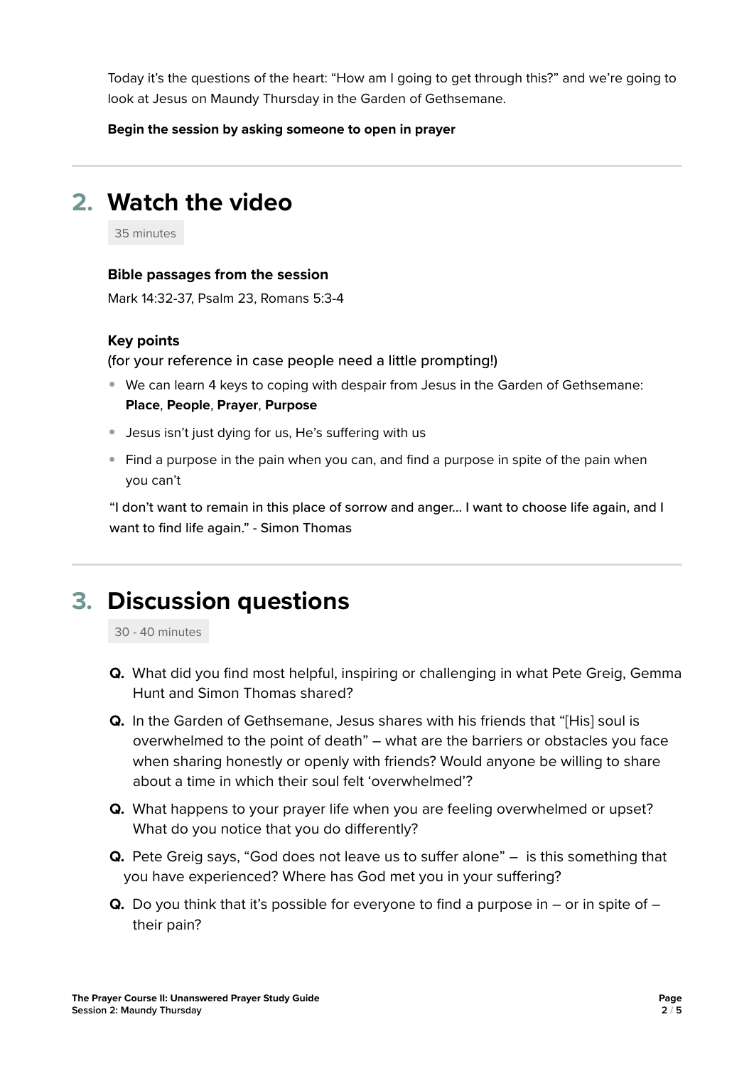Today it's the questions of the heart: "How am I going to get through this?" and we're going to look at Jesus on Maundy Thursday in the Garden of Gethsemane.

**Begin the session by asking someone to open in prayer**

## 2. Watch the video

35 minutes

**Bible passages from the session**

Mark 14:32-37, Psalm 23, Romans 5:3-4

**Key points**

(for your reference in case people need a little prompting!)

- We can learn 4 keys to coping with despair from Jesus in the Garden of Gethsemane: **Place**, **People**, **Prayer**, **Purpose**
- Jesus isn't just dying for us, He's suffering with us
- Find a purpose in the pain when you can, and find a purpose in spite of the pain when you can't

"I don't want to remain in this place of sorrow and anger... I want to choose life again, and I want to find life again." - Simon Thomas

## 3. Discussion questions

30 - 40 minutes

**Q.** What did you find most helpful, inspiring or challenging in what Pete Greig, Gemma Hunt and Simon Thomas shared?

**Q.** In the Garden of Gethsemane, Jesus shares with his friends that "[His] soul is overwhelmed to the point of death" – what are the barriers or obstacles you face when sharing honestly or openly with friends? Would anyone be willing to share about a time in which their soul felt 'overwhelmed'?

**Q.** What happens to your prayer life when you are feeling overwhelmed or upset? What do you notice that you do differently?

**Q.** Pete Greig says, "God does not leave us to suffer alone" – is this something that you have experienced? Where has God met you in your suffering?

**Q.** Do you think that it's possible for everyone to find a purpose in – or in spite of – their pain?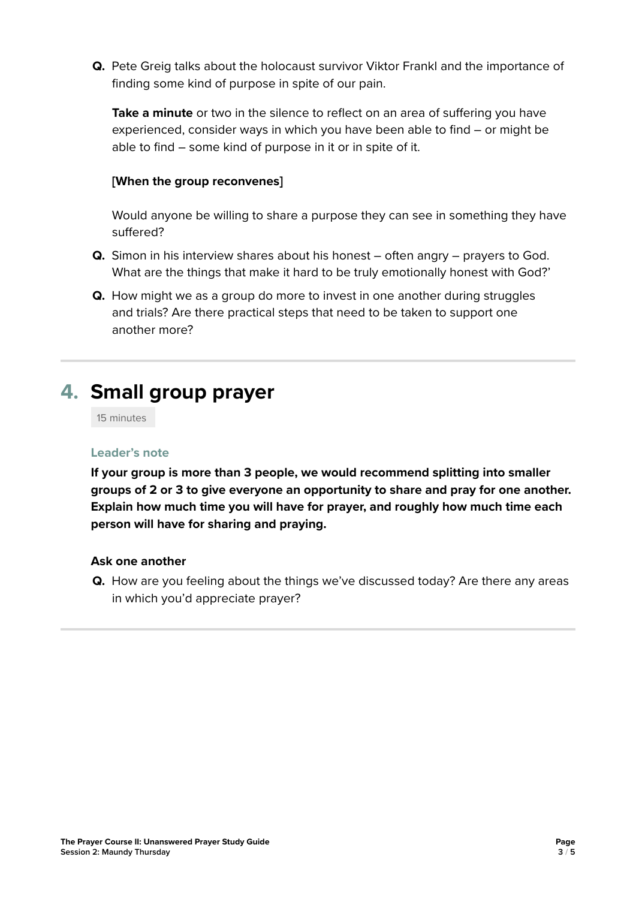**Q.** Pete Greig talks about the holocaust survivor Viktor Frankl and the importance of finding some kind of purpose in spite of our pain.

**Take a minute** or two in the silence to reflect on an area of suffering you have experienced, consider ways in which you have been able to find – or might be able to find – some kind of purpose in it or in spite of it.

[**When the group reconvenes**]

Would anyone be willing to share a purpose they can see in something they have suffered?

**Q.** Simon in his interview shares about his honest – often angry – prayers to God. What are the things that make it hard to be truly emotionally honest with God?'

**Q.** How might we as a group do more to invest in one another during struggles and trials? Are there practical steps that need to be taken to support one another more?

## 4. Small group prayer

15 minutes

#### Leader's note

**If your group is more than 3 people, we would recommend splitting into smaller groups of 2 or 3 to give everyone an opportunity to share and pray for one another. Explain how much time you will have for prayer, and roughly how much time each person will have for sharing and praying.**

#### Ask one another

**Q.** How are you feeling about the things we've discussed today? Are there any areas in which you'd appreciate prayer?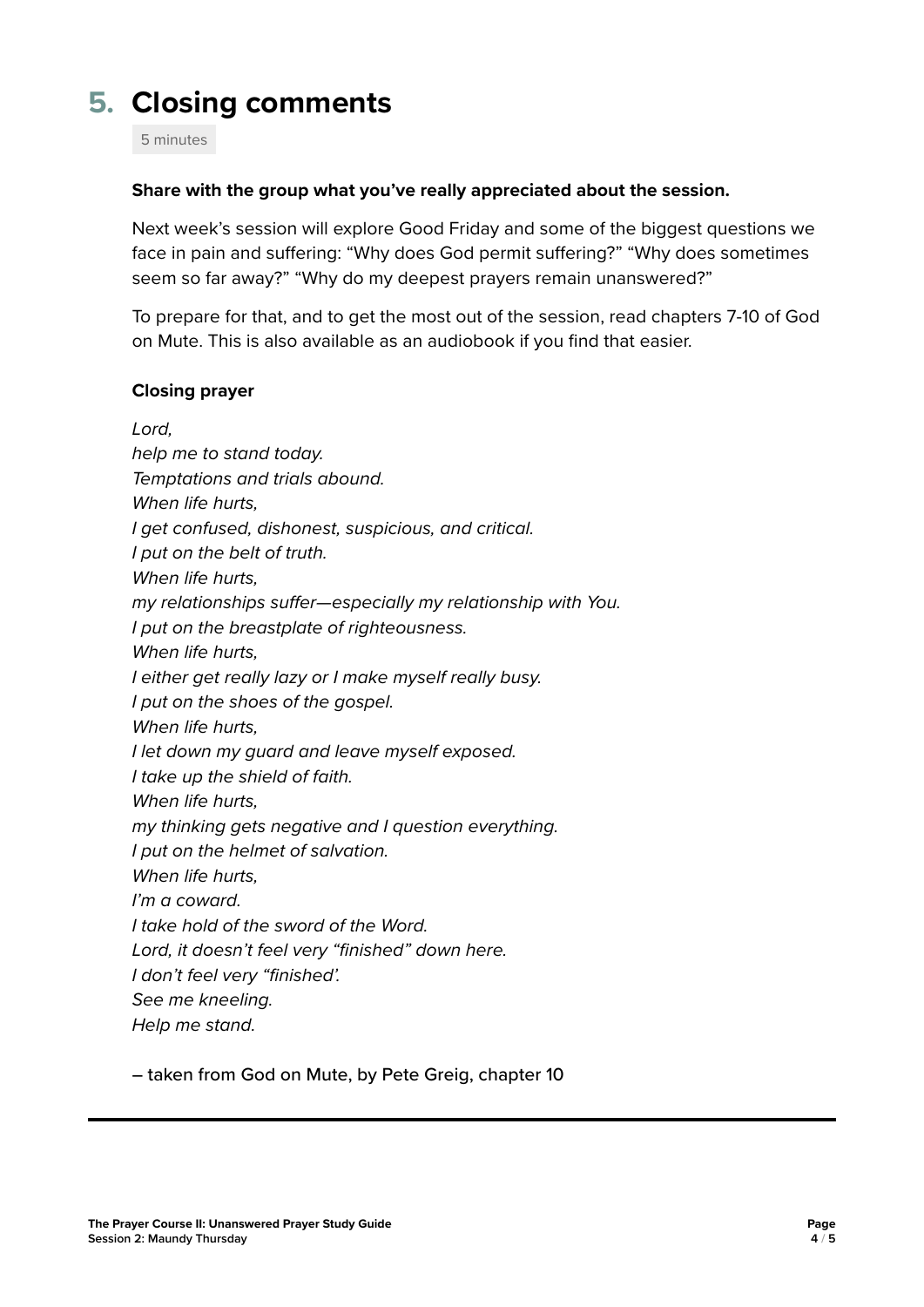## 5. Closing comments

5 minutes

**Share with the group what you've really appreciated about the session.**

Next week's session will explore Good Friday and some of the biggest questions we face in pain and suffering: "Why does God permit suffering?" "Why does sometimes seem so far away?" "Why do my deepest prayers remain unanswered?"

To prepare for that, and to get the most out of the session, read chapters 7-10 of God on Mute. This is also available as an audiobook if you find that easier.

**Closing prayer**

*Lord,*
*help me to stand today.*
*Temptations and trials abound.*
*When life hurts,*
*I get confused, dishonest, suspicious, and critical.*
*I put on the belt of truth.*
*When life hurts,*
*my relationships suffer—especially my relationship with You.*
*I put on the breastplate of righteousness.*
*When life hurts,*
*I either get really lazy or I make myself really busy.*
*I put on the shoes of the gospel.*
*When life hurts,*
*I let down my guard and leave myself exposed.*
*I take up the shield of faith.*
*When life hurts,*
*my thinking gets negative and I question everything.*
*I put on the helmet of salvation.*
*When life hurts,*
*I'm a coward.*
*I take hold of the sword of the Word.*
*Lord, it doesn't feel very "finished" down here.*
*I don't feel very "finished'.*
*See me kneeling.*
*Help me stand.*

– taken from God on Mute, by Pete Greig, chapter 10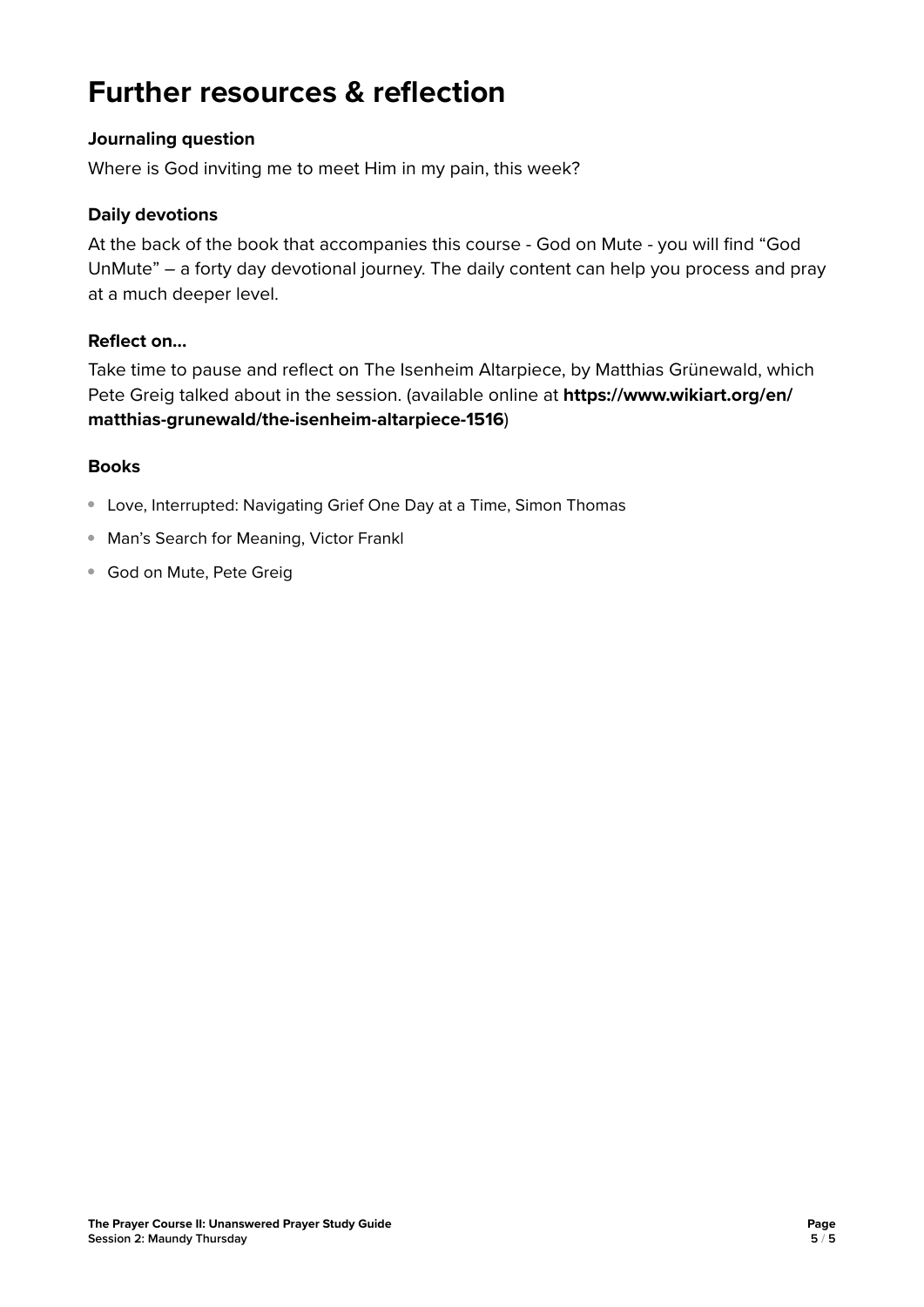# Further resources & reflection

**Journaling question**

Where is God inviting me to meet Him in my pain, this week?

**Daily devotions**

At the back of the book that accompanies this course - God on Mute - you will find “God UnMute” – a forty day devotional journey. The daily content can help you process and pray at a much deeper level.

**Reflect on...**

Take time to pause and reflect on The Isenheim Altarpiece, by Matthias Grünewald, which Pete Greig talked about in the session. (available online at **https://www.wikiart.org/en/matthias-grunewald/the-isenheim-altarpiece-1516**)

**Books**

- Love, Interrupted: Navigating Grief One Day at a Time, Simon Thomas
- Man’s Search for Meaning, Victor Frankl
- God on Mute, Pete Greig